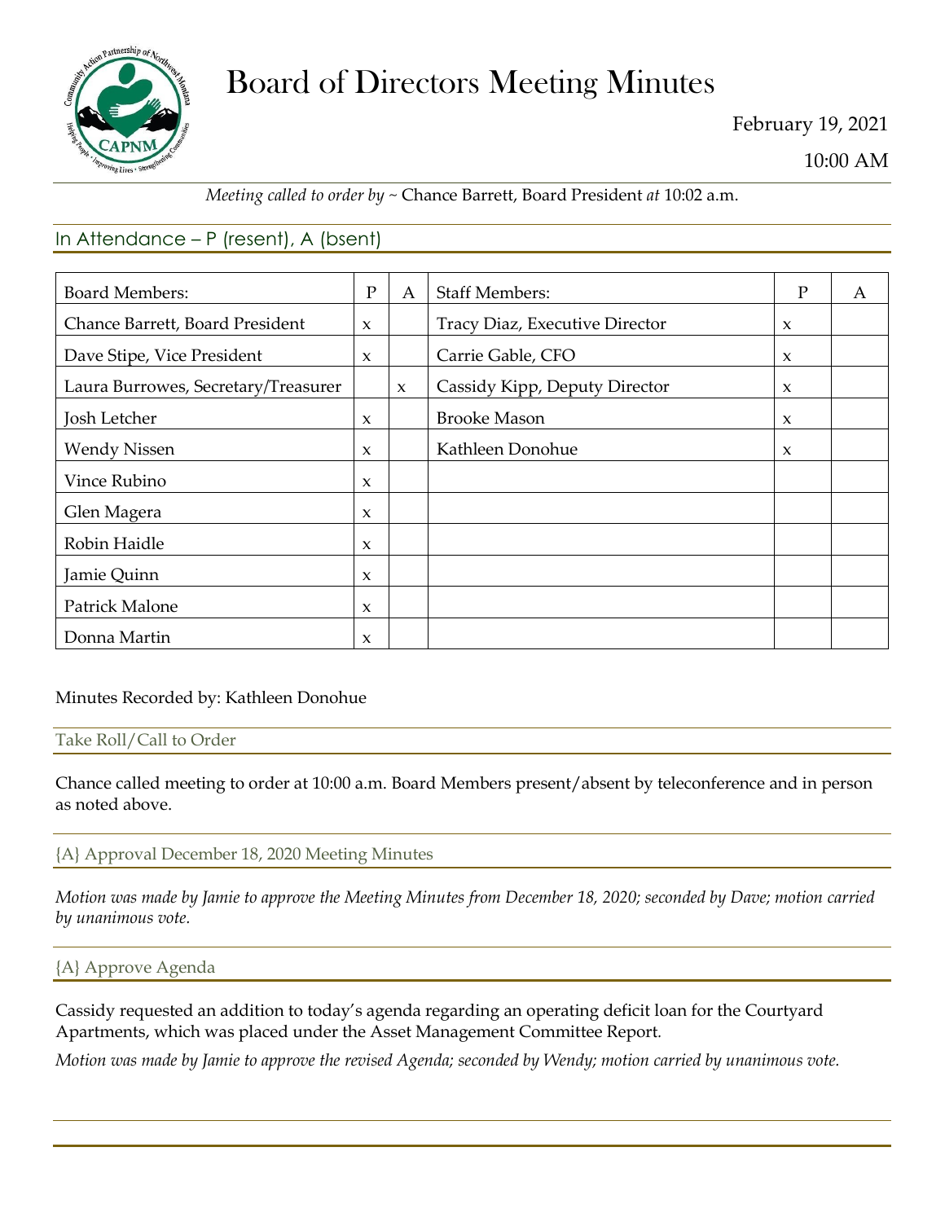# Board of Directors Meeting Minutes

February 19, 2021

10:00 AM

*Meeting called to order by ~* Chance Barrett, Board President *at* 10:02 a.m.

## In Attendance – P (resent), A (bsent)

| Board Members: | P | A | Staff Members: | P | A |
|---|---|---|---|---|---|
| Chance Barrett, Board President | x | | Tracy Diaz, Executive Director | x | |
| Dave Stipe, Vice President | x | | Carrie Gable, CFO | x | |
| Laura Burrowes, Secretary/Treasurer | | x | Cassidy Kipp, Deputy Director | x | |
| Josh Letcher | x | | Brooke Mason | x | |
| Wendy Nissen | x | | Kathleen Donohue | x | |
| Vince Rubino | x | | | | |
| Glen Magera | x | | | | |
| Robin Haidle | x | | | | |
| Jamie Quinn | x | | | | |
| Patrick Malone | x | | | | |
| Donna Martin | x | | | | |

Minutes Recorded by: Kathleen Donohue

### Take Roll/Call to Order

Chance called meeting to order at 10:00 a.m. Board Members present/absent by teleconference and in person as noted above.

### {A} Approval December 18, 2020 Meeting Minutes

*Motion was made by Jamie to approve the Meeting Minutes from December 18, 2020; seconded by Dave; motion carried by unanimous vote.*

### {A} Approve Agenda

Cassidy requested an addition to today's agenda regarding an operating deficit loan for the Courtyard Apartments, which was placed under the Asset Management Committee Report.

*Motion was made by Jamie to approve the revised Agenda; seconded by Wendy; motion carried by unanimous vote.*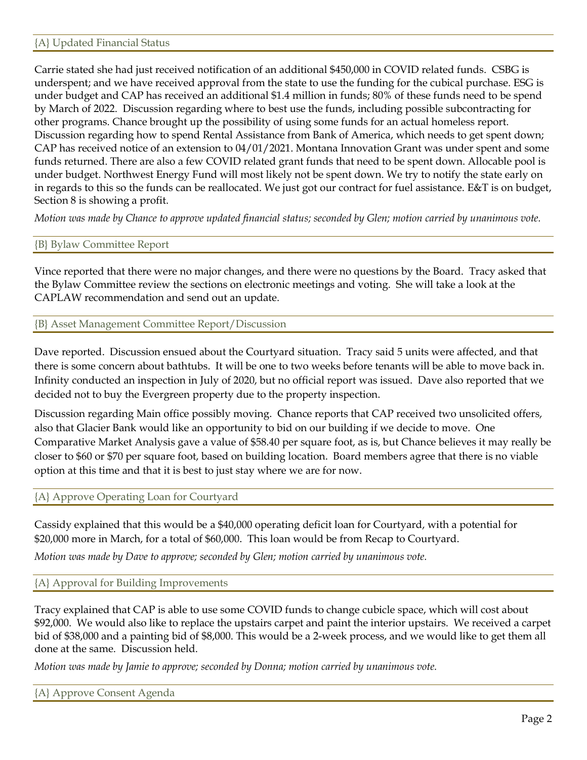## {A} Updated Financial Status

Carrie stated she had just received notification of an additional $450,000 in COVID related funds. CSBG is underspent; and we have received approval from the state to use the funding for the cubical purchase. ESG is under budget and CAP has received an additional $1.4 million in funds; 80% of these funds need to be spend by March of 2022. Discussion regarding where to best use the funds, including possible subcontracting for other programs. Chance brought up the possibility of using some funds for an actual homeless report. Discussion regarding how to spend Rental Assistance from Bank of America, which needs to get spent down; CAP has received notice of an extension to 04/01/2021. Montana Innovation Grant was under spent and some funds returned. There are also a few COVID related grant funds that need to be spent down. Allocable pool is under budget. Northwest Energy Fund will most likely not be spent down. We try to notify the state early on in regards to this so the funds can be reallocated. We just got our contract for fuel assistance. E&T is on budget, Section 8 is showing a profit.

*Motion was made by Chance to approve updated financial status; seconded by Glen; motion carried by unanimous vote.*

## {B} Bylaw Committee Report

Vince reported that there were no major changes, and there were no questions by the Board. Tracy asked that the Bylaw Committee review the sections on electronic meetings and voting. She will take a look at the CAPLAW recommendation and send out an update.

## {B} Asset Management Committee Report/Discussion

Dave reported. Discussion ensued about the Courtyard situation. Tracy said 5 units were affected, and that there is some concern about bathtubs. It will be one to two weeks before tenants will be able to move back in. Infinity conducted an inspection in July of 2020, but no official report was issued. Dave also reported that we decided not to buy the Evergreen property due to the property inspection.

Discussion regarding Main office possibly moving. Chance reports that CAP received two unsolicited offers, also that Glacier Bank would like an opportunity to bid on our building if we decide to move. One Comparative Market Analysis gave a value of $58.40 per square foot, as is, but Chance believes it may really be closer to $60 or $70 per square foot, based on building location. Board members agree that there is no viable option at this time and that it is best to just stay where we are for now.

## {A} Approve Operating Loan for Courtyard

Cassidy explained that this would be a $40,000 operating deficit loan for Courtyard, with a potential for $20,000 more in March, for a total of $60,000. This loan would be from Recap to Courtyard.

*Motion was made by Dave to approve; seconded by Glen; motion carried by unanimous vote.*

## {A} Approval for Building Improvements

Tracy explained that CAP is able to use some COVID funds to change cubicle space, which will cost about $92,000. We would also like to replace the upstairs carpet and paint the interior upstairs. We received a carpet bid of $38,000 and a painting bid of $8,000. This would be a 2-week process, and we would like to get them all done at the same. Discussion held.

*Motion was made by Jamie to approve; seconded by Donna; motion carried by unanimous vote.*

## {A} Approve Consent Agenda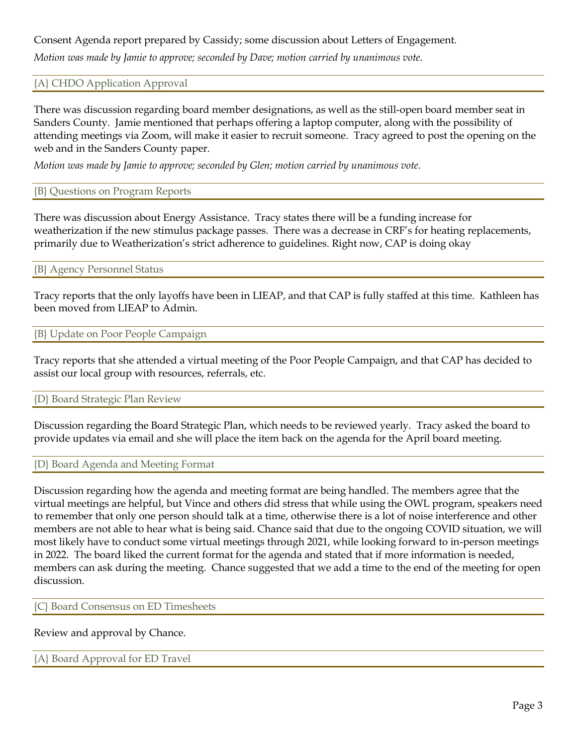Consent Agenda report prepared by Cassidy; some discussion about Letters of Engagement.

*Motion was made by Jamie to approve; seconded by Dave; motion carried by unanimous vote.*

### {A} CHDO Application Approval

There was discussion regarding board member designations, as well as the still-open board member seat in Sanders County. Jamie mentioned that perhaps offering a laptop computer, along with the possibility of attending meetings via Zoom, will make it easier to recruit someone. Tracy agreed to post the opening on the web and in the Sanders County paper.

*Motion was made by Jamie to approve; seconded by Glen; motion carried by unanimous vote.*

### {B} Questions on Program Reports

There was discussion about Energy Assistance. Tracy states there will be a funding increase for weatherization if the new stimulus package passes. There was a decrease in CRF's for heating replacements, primarily due to Weatherization's strict adherence to guidelines. Right now, CAP is doing okay

### {B} Agency Personnel Status

Tracy reports that the only layoffs have been in LIEAP, and that CAP is fully staffed at this time. Kathleen has been moved from LIEAP to Admin.

### {B} Update on Poor People Campaign

Tracy reports that she attended a virtual meeting of the Poor People Campaign, and that CAP has decided to assist our local group with resources, referrals, etc.

### {D} Board Strategic Plan Review

Discussion regarding the Board Strategic Plan, which needs to be reviewed yearly. Tracy asked the board to provide updates via email and she will place the item back on the agenda for the April board meeting.

### {D} Board Agenda and Meeting Format

Discussion regarding how the agenda and meeting format are being handled. The members agree that the virtual meetings are helpful, but Vince and others did stress that while using the OWL program, speakers need to remember that only one person should talk at a time, otherwise there is a lot of noise interference and other members are not able to hear what is being said. Chance said that due to the ongoing COVID situation, we will most likely have to conduct some virtual meetings through 2021, while looking forward to in-person meetings in 2022. The board liked the current format for the agenda and stated that if more information is needed, members can ask during the meeting. Chance suggested that we add a time to the end of the meeting for open discussion.

### {C} Board Consensus on ED Timesheets

Review and approval by Chance.

### {A} Board Approval for ED Travel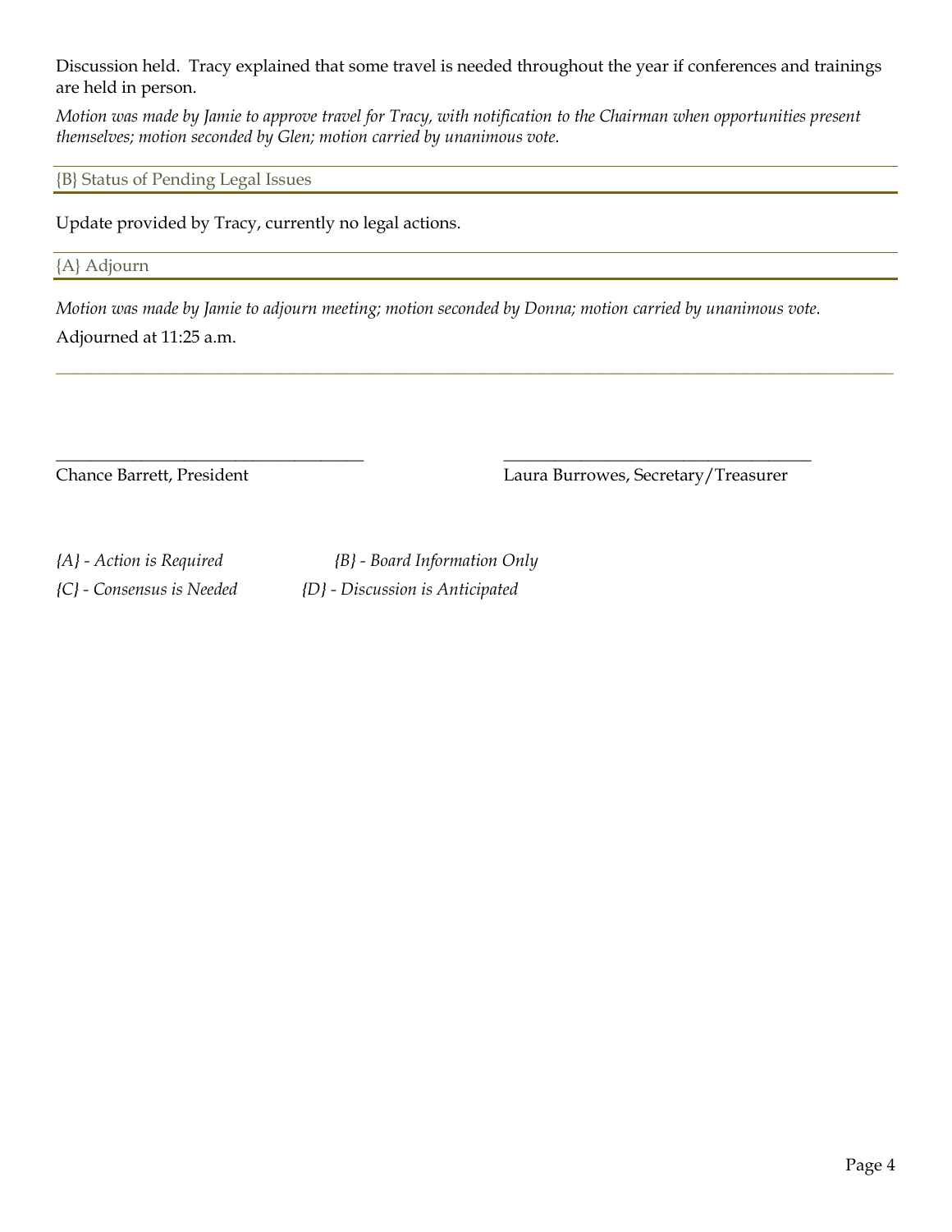Discussion held. Tracy explained that some travel is needed throughout the year if conferences and trainings are held in person.

*Motion was made by Jamie to approve travel for Tracy, with notification to the Chairman when opportunities present themselves; motion seconded by Glen; motion carried by unanimous vote.*

### {B} Status of Pending Legal Issues

Update provided by Tracy, currently no legal actions.

### {A} Adjourn

*Motion was made by Jamie to adjourn meeting; motion seconded by Donna; motion carried by unanimous vote.*

Adjourned at 11:25 a.m.

---

\_\_\_\_\_\_\_\_\_\_\_\_\_\_\_\_\_\_\_\_\_\_\_\_\_\_\_\_\_\_\_\_\_\_\_\_
Chance Barrett, President

\_\_\_\_\_\_\_\_\_\_\_\_\_\_\_\_\_\_\_\_\_\_\_\_\_\_\_\_\_\_\_\_\_\_\_\_
Laura Burrowes, Secretary/Treasurer

*{A} - Action is Required*
*{B} - Board Information Only*
*{C} - Consensus is Needed*
*{D} - Discussion is Anticipated*